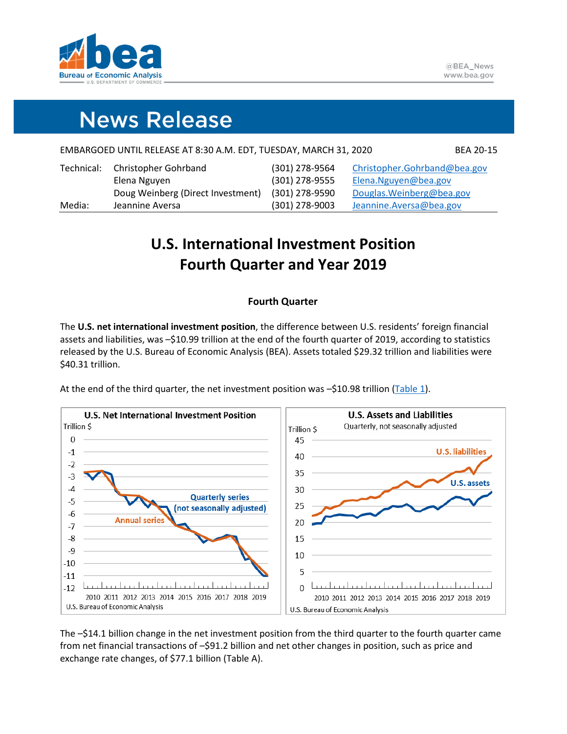@BEA_News
www.bea.gov

# News Release

EMBARGOED UNTIL RELEASE AT 8:30 A.M. EDT, TUESDAY, MARCH 31, 2020 BEA 20-15

| | | | |
|---|---|---|---|
| Technical: | Christopher Gohrband | (301) 278-9564 | Christopher.Gohrband@bea.gov |
| | Elena Nguyen | (301) 278-9555 | Elena.Nguyen@bea.gov |
| | Doug Weinberg (Direct Investment) | (301) 278-9590 | Douglas.Weinberg@bea.gov |
| Media: | Jeannine Aversa | (301) 278-9003 | Jeannine.Aversa@bea.gov |

## U.S. International Investment Position Fourth Quarter and Year 2019

### Fourth Quarter

The **U.S. net international investment position**, the difference between U.S. residents' foreign financial assets and liabilities, was –$10.99 trillion at the end of the fourth quarter of 2019, according to statistics released by the U.S. Bureau of Economic Analysis (BEA). Assets totaled $29.32 trillion and liabilities were $40.31 trillion.

At the end of the third quarter, the net investment position was –$10.98 trillion (Table 1).

U.S. Net International Investment Position
Trillion $
0
-1
-2
-3
-4
-5
-6
-7
-8
-9
-10
-11
-12
2010 2011 2012 2013 2014 2015 2016 2017 2018 2019
Quarterly series (not seasonally adjusted)
Annual series
U.S. Bureau of Economic Analysis

U.S. Assets and Liabilities
Quarterly, not seasonally adjusted
Trillion $
45
40
35
30
25
20
15
10
5
0
2010 2011 2012 2013 2014 2015 2016 2017 2018 2019
U.S. liabilities
U.S. assets
U.S. Bureau of Economic Analysis

The –$14.1 billion change in the net investment position from the third quarter to the fourth quarter came from net financial transactions of –$91.2 billion and net other changes in position, such as price and exchange rate changes, of $77.1 billion (Table A).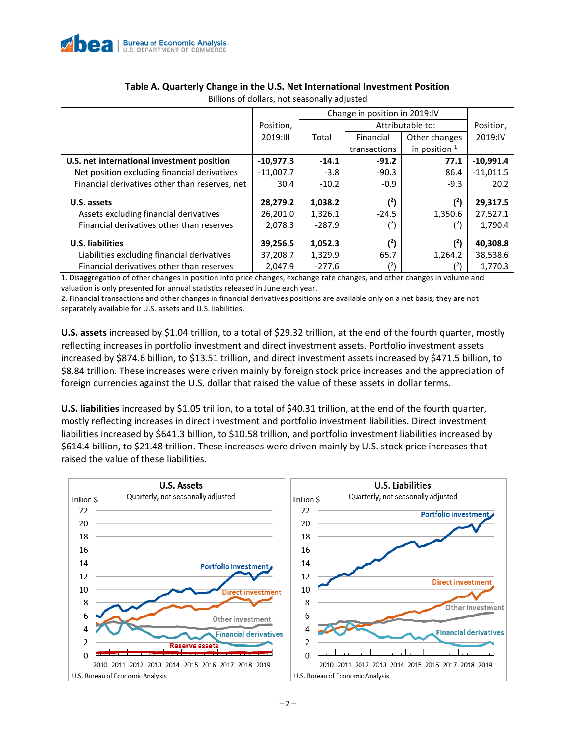**Table A. Quarterly Change in the U.S. Net International Investment Position**

Billions of dollars, not seasonally adjusted

| | Position, 2019:III | Change in position in 2019:IV | | | Position, 2019:IV |
|---|---|---|---|---|---|
| | | Total | Attributable to: | | |
| | | | Financial transactions | Other changes in position [1] | |
| **U.S. net international investment position** | **-10,977.3** | **-14.1** | **-91.2** | **77.1** | **-10,991.4** |
| Net position excluding financial derivatives | -11,007.7 | -3.8 | -90.3 | 86.4 | -11,011.5 |
| Financial derivatives other than reserves, net | 30.4 | -10.2 | -0.9 | -9.3 | 20.2 |
| **U.S. assets** | **28,279.2** | **1,038.2** | **(2)** | **(2)** | **29,317.5** |
| Assets excluding financial derivatives | 26,201.0 | 1,326.1 | -24.5 | 1,350.6 | 27,527.1 |
| Financial derivatives other than reserves | 2,078.3 | -287.9 | (2) | (2) | 1,790.4 |
| **U.S. liabilities** | **39,256.5** | **1,052.3** | **(2)** | **(2)** | **40,308.8** |
| Liabilities excluding financial derivatives | 37,208.7 | 1,329.9 | 65.7 | 1,264.2 | 38,538.6 |
| Financial derivatives other than reserves | 2,047.9 | -277.6 | (2) | (2) | 1,770.3 |

1. Disaggregation of other changes in position into price changes, exchange rate changes, and other changes in volume and valuation is only presented for annual statistics released in June each year.
2. Financial transactions and other changes in financial derivatives positions are available only on a net basis; they are not separately available for U.S. assets and U.S. liabilities.

**U.S. assets** increased by $1.04 trillion, to a total of $29.32 trillion, at the end of the fourth quarter, mostly reflecting increases in portfolio investment and direct investment assets. Portfolio investment assets increased by $874.6 billion, to $13.51 trillion, and direct investment assets increased by $471.5 billion, to $8.84 trillion. These increases were driven mainly by foreign stock price increases and the appreciation of foreign currencies against the U.S. dollar that raised the value of these assets in dollar terms.

**U.S. liabilities** increased by $1.05 trillion, to a total of $40.31 trillion, at the end of the fourth quarter, mostly reflecting increases in direct investment and portfolio investment liabilities. Direct investment liabilities increased by $641.3 billion, to $10.58 trillion, and portfolio investment liabilities increased by $614.4 billion, to $21.48 trillion. These increases were driven mainly by U.S. stock price increases that raised the value of these liabilities.

U.S. Assets
Quarterly, not seasonally adjusted
Trillion $
22
20
18
16
14
12
10
8
6
4
2
0
2010 2011 2012 2013 2014 2015 2016 2017 2018 2019
Portfolio investment
Direct investment
Other investment
Financial derivatives
Reserve assets
U.S. Bureau of Economic Analysis

U.S. Liabilities
Quarterly, not seasonally adjusted
Trillion $
22
20
18
16
14
12
10
8
6
4
2
0
2010 2011 2012 2013 2014 2015 2016 2017 2018 2019
Portfolio investment
Direct investment
Other investment
Financial derivatives
U.S. Bureau of Economic Analysis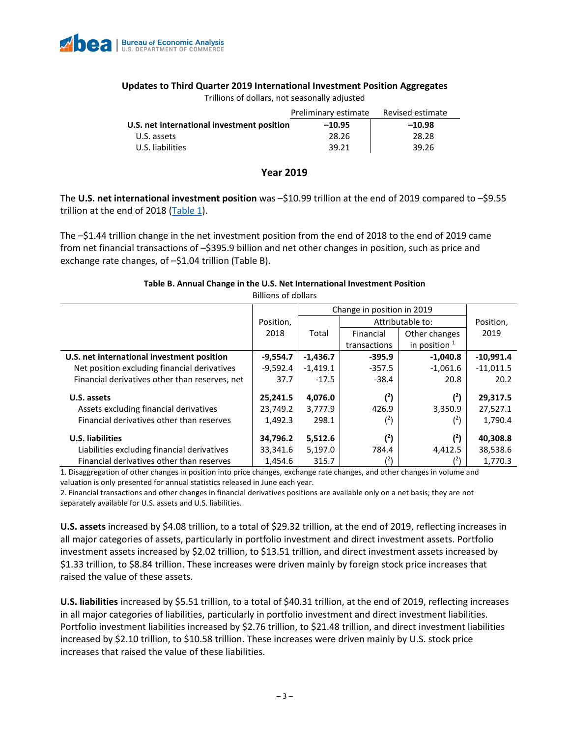### Updates to Third Quarter 2019 International Investment Position Aggregates

Trillions of dollars, not seasonally adjusted

| | Preliminary estimate | Revised estimate |
|---|---|---|
| **U.S. net international investment position** | **–10.95** | **–10.98** |
| U.S. assets | 28.26 | 28.28 |
| U.S. liabilities | 39.21 | 39.26 |

## Year 2019

The **U.S. net international investment position** was –$10.99 trillion at the end of 2019 compared to –$9.55 trillion at the end of 2018 (Table 1).

The –$1.44 trillion change in the net investment position from the end of 2018 to the end of 2019 came from net financial transactions of –$395.9 billion and net other changes in position, such as price and exchange rate changes, of –$1.04 trillion (Table B).

**Table B. Annual Change in the U.S. Net International Investment Position**

Billions of dollars

| | Position, 2018 | Change in position in 2019 | | | Position, 2019 |
|---|---|---|---|---|---|
| | | Total | Attributable to: | | |
| | | | Financial transactions | Other changes in position [1] | |
| **U.S. net international investment position** | **-9,554.7** | **-1,436.7** | **-395.9** | **-1,040.8** | **-10,991.4** |
| Net position excluding financial derivatives | -9,592.4 | -1,419.1 | -357.5 | -1,061.6 | -11,011.5 |
| Financial derivatives other than reserves, net | 37.7 | -17.5 | -38.4 | 20.8 | 20.2 |
| **U.S. assets** | **25,241.5** | **4,076.0** | **([2])** | **([2])** | **29,317.5** |
| Assets excluding financial derivatives | 23,749.2 | 3,777.9 | 426.9 | 3,350.9 | 27,527.1 |
| Financial derivatives other than reserves | 1,492.3 | 298.1 | ([2]) | ([2]) | 1,790.4 |
| **U.S. liabilities** | **34,796.2** | **5,512.6** | **([2])** | **([2])** | **40,308.8** |
| Liabilities excluding financial derivatives | 33,341.6 | 5,197.0 | 784.4 | 4,412.5 | 38,538.6 |
| Financial derivatives other than reserves | 1,454.6 | 315.7 | ([2]) | ([2]) | 1,770.3 |

1. Disaggregation of other changes in position into price changes, exchange rate changes, and other changes in volume and valuation is only presented for annual statistics released in June each year.
2. Financial transactions and other changes in financial derivatives positions are available only on a net basis; they are not separately available for U.S. assets and U.S. liabilities.

**U.S. assets** increased by $4.08 trillion, to a total of $29.32 trillion, at the end of 2019, reflecting increases in all major categories of assets, particularly in portfolio investment and direct investment assets. Portfolio investment assets increased by $2.02 trillion, to $13.51 trillion, and direct investment assets increased by $1.33 trillion, to $8.84 trillion. These increases were driven mainly by foreign stock price increases that raised the value of these assets.

**U.S. liabilities** increased by $5.51 trillion, to a total of $40.31 trillion, at the end of 2019, reflecting increases in all major categories of liabilities, particularly in portfolio investment and direct investment liabilities. Portfolio investment liabilities increased by $2.76 trillion, to $21.48 trillion, and direct investment liabilities increased by $2.10 trillion, to $10.58 trillion. These increases were driven mainly by U.S. stock price increases that raised the value of these liabilities.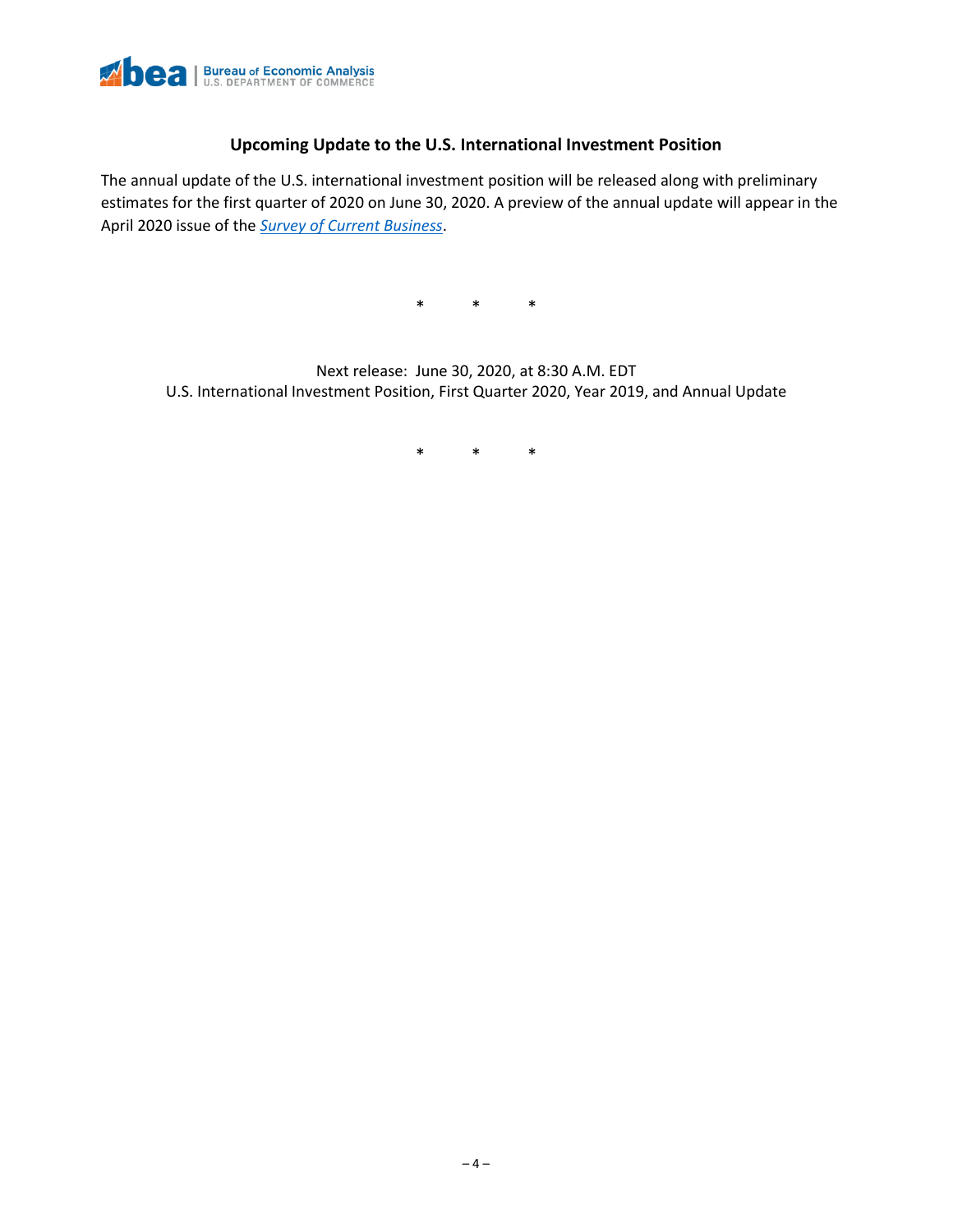### Upcoming Update to the U.S. International Investment Position

The annual update of the U.S. international investment position will be released along with preliminary estimates for the first quarter of 2020 on June 30, 2020. A preview of the annual update will appear in the April 2020 issue of the *Survey of Current Business*.

\*     \*     \*

Next release: June 30, 2020, at 8:30 A.M. EDT
U.S. International Investment Position, First Quarter 2020, Year 2019, and Annual Update

\*     \*     \*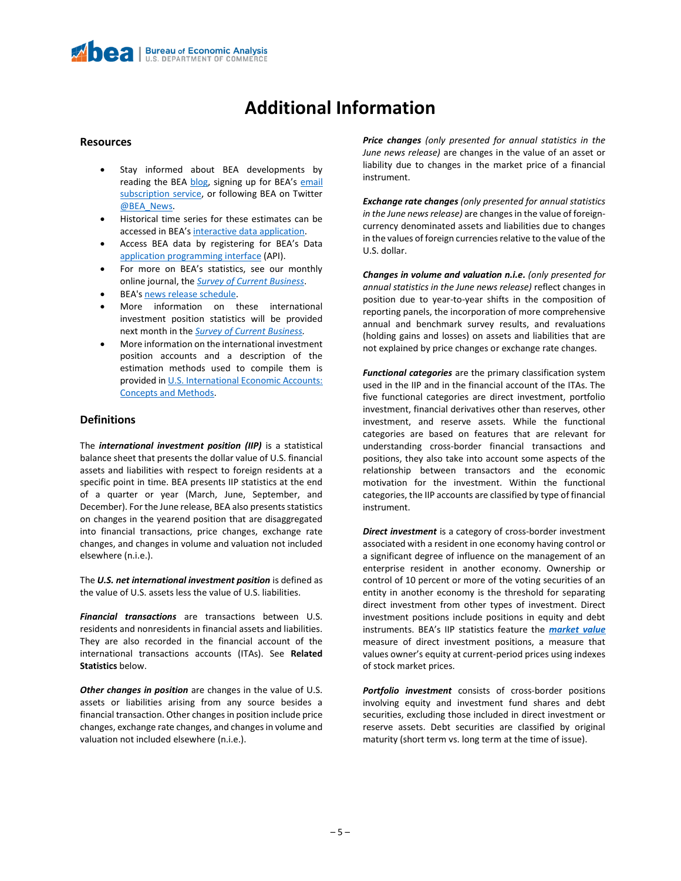# Additional Information

## Resources

- Stay informed about BEA developments by reading the BEA blog, signing up for BEA's email subscription service, or following BEA on Twitter @BEA_News.
- Historical time series for these estimates can be accessed in BEA's interactive data application.
- Access BEA data by registering for BEA's Data application programming interface (API).
- For more on BEA's statistics, see our monthly online journal, the *Survey of Current Business*.
- BEA's news release schedule.
- More information on these international investment position statistics will be provided next month in the *Survey of Current Business*.
- More information on the international investment position accounts and a description of the estimation methods used to compile them is provided in U.S. International Economic Accounts: Concepts and Methods.

## Definitions

The ***international investment position (IIP)*** is a statistical balance sheet that presents the dollar value of U.S. financial assets and liabilities with respect to foreign residents at a specific point in time. BEA presents IIP statistics at the end of a quarter or year (March, June, September, and December). For the June release, BEA also presents statistics on changes in the yearend position that are disaggregated into financial transactions, price changes, exchange rate changes, and changes in volume and valuation not included elsewhere (n.i.e.).

The ***U.S. net international investment position*** is defined as the value of U.S. assets less the value of U.S. liabilities.

***Financial transactions*** are transactions between U.S. residents and nonresidents in financial assets and liabilities. They are also recorded in the financial account of the international transactions accounts (ITAs). See **Related Statistics** below.

***Other changes in position*** are changes in the value of U.S. assets or liabilities arising from any source besides a financial transaction. Other changes in position include price changes, exchange rate changes, and changes in volume and valuation not included elsewhere (n.i.e.).

***Price changes*** *(only presented for annual statistics in the June news release)* are changes in the value of an asset or liability due to changes in the market price of a financial instrument.

***Exchange rate changes*** *(only presented for annual statistics in the June news release)* are changes in the value of foreign-currency denominated assets and liabilities due to changes in the values of foreign currencies relative to the value of the U.S. dollar.

***Changes in volume and valuation n.i.e.*** *(only presented for annual statistics in the June news release)* reflect changes in position due to year-to-year shifts in the composition of reporting panels, the incorporation of more comprehensive annual and benchmark survey results, and revaluations (holding gains and losses) on assets and liabilities that are not explained by price changes or exchange rate changes.

***Functional categories*** are the primary classification system used in the IIP and in the financial account of the ITAs. The five functional categories are direct investment, portfolio investment, financial derivatives other than reserves, other investment, and reserve assets. While the functional categories are based on features that are relevant for understanding cross-border financial transactions and positions, they also take into account some aspects of the relationship between transactors and the economic motivation for the investment. Within the functional categories, the IIP accounts are classified by type of financial instrument.

***Direct investment*** is a category of cross-border investment associated with a resident in one economy having control or a significant degree of influence on the management of an enterprise resident in another economy. Ownership or control of 10 percent or more of the voting securities of an entity in another economy is the threshold for separating direct investment from other types of investment. Direct investment positions include positions in equity and debt instruments. BEA's IIP statistics feature the ***market value*** measure of direct investment positions, a measure that values owner's equity at current-period prices using indexes of stock market prices.

***Portfolio investment*** consists of cross-border positions involving equity and investment fund shares and debt securities, excluding those included in direct investment or reserve assets. Debt securities are classified by original maturity (short term vs. long term at the time of issue).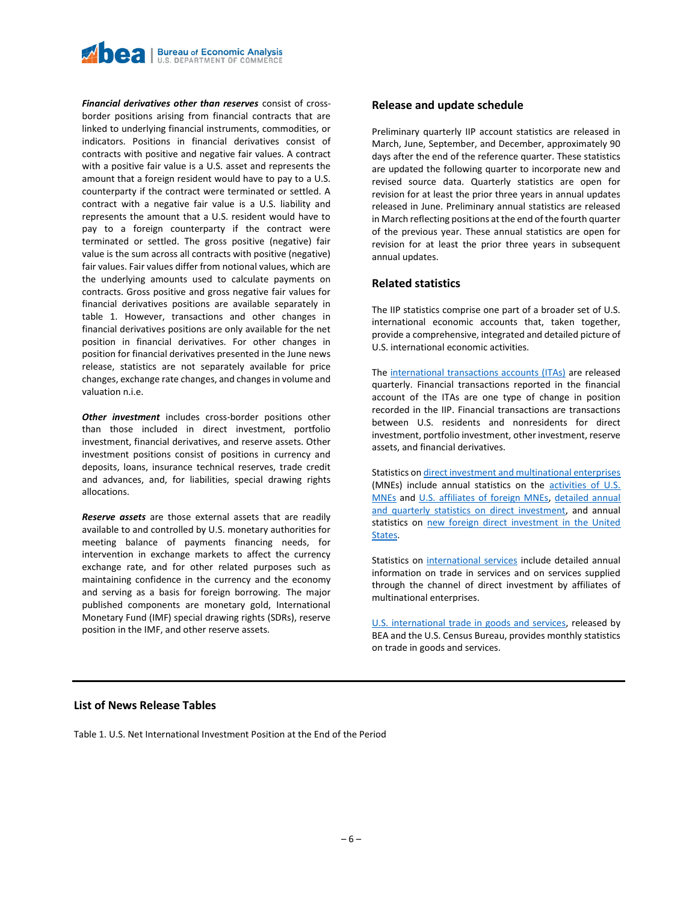***Financial derivatives other than reserves*** consist of cross-border positions arising from financial contracts that are linked to underlying financial instruments, commodities, or indicators. Positions in financial derivatives consist of contracts with positive and negative fair values. A contract with a positive fair value is a U.S. asset and represents the amount that a foreign resident would have to pay to a U.S. counterparty if the contract were terminated or settled. A contract with a negative fair value is a U.S. liability and represents the amount that a U.S. resident would have to pay to a foreign counterparty if the contract were terminated or settled. The gross positive (negative) fair value is the sum across all contracts with positive (negative) fair values. Fair values differ from notional values, which are the underlying amounts used to calculate payments on contracts. Gross positive and gross negative fair values for financial derivatives positions are available separately in table 1. However, transactions and other changes in financial derivatives positions are only available for the net position in financial derivatives. For other changes in position for financial derivatives presented in the June news release, statistics are not separately available for price changes, exchange rate changes, and changes in volume and valuation n.i.e.

***Other investment*** includes cross-border positions other than those included in direct investment, portfolio investment, financial derivatives, and reserve assets. Other investment positions consist of positions in currency and deposits, loans, insurance technical reserves, trade credit and advances, and, for liabilities, special drawing rights allocations.

***Reserve assets*** are those external assets that are readily available to and controlled by U.S. monetary authorities for meeting balance of payments financing needs, for intervention in exchange markets to affect the currency exchange rate, and for other related purposes such as maintaining confidence in the currency and the economy and serving as a basis for foreign borrowing. The major published components are monetary gold, International Monetary Fund (IMF) special drawing rights (SDRs), reserve position in the IMF, and other reserve assets.

## Release and update schedule

Preliminary quarterly IIP account statistics are released in March, June, September, and December, approximately 90 days after the end of the reference quarter. These statistics are updated the following quarter to incorporate new and revised source data. Quarterly statistics are open for revision for at least the prior three years in annual updates released in June. Preliminary annual statistics are released in March reflecting positions at the end of the fourth quarter of the previous year. These annual statistics are open for revision for at least the prior three years in subsequent annual updates.

## Related statistics

The IIP statistics comprise one part of a broader set of U.S. international economic accounts that, taken together, provide a comprehensive, integrated and detailed picture of U.S. international economic activities.

The international transactions accounts (ITAs) are released quarterly. Financial transactions reported in the financial account of the ITAs are one type of change in position recorded in the IIP. Financial transactions are transactions between U.S. residents and nonresidents for direct investment, portfolio investment, other investment, reserve assets, and financial derivatives.

Statistics on direct investment and multinational enterprises (MNEs) include annual statistics on the activities of U.S. MNEs and U.S. affiliates of foreign MNEs, detailed annual and quarterly statistics on direct investment, and annual statistics on new foreign direct investment in the United States.

Statistics on international services include detailed annual information on trade in services and on services supplied through the channel of direct investment by affiliates of multinational enterprises.

U.S. international trade in goods and services, released by BEA and the U.S. Census Bureau, provides monthly statistics on trade in goods and services.

## List of News Release Tables

Table 1. U.S. Net International Investment Position at the End of the Period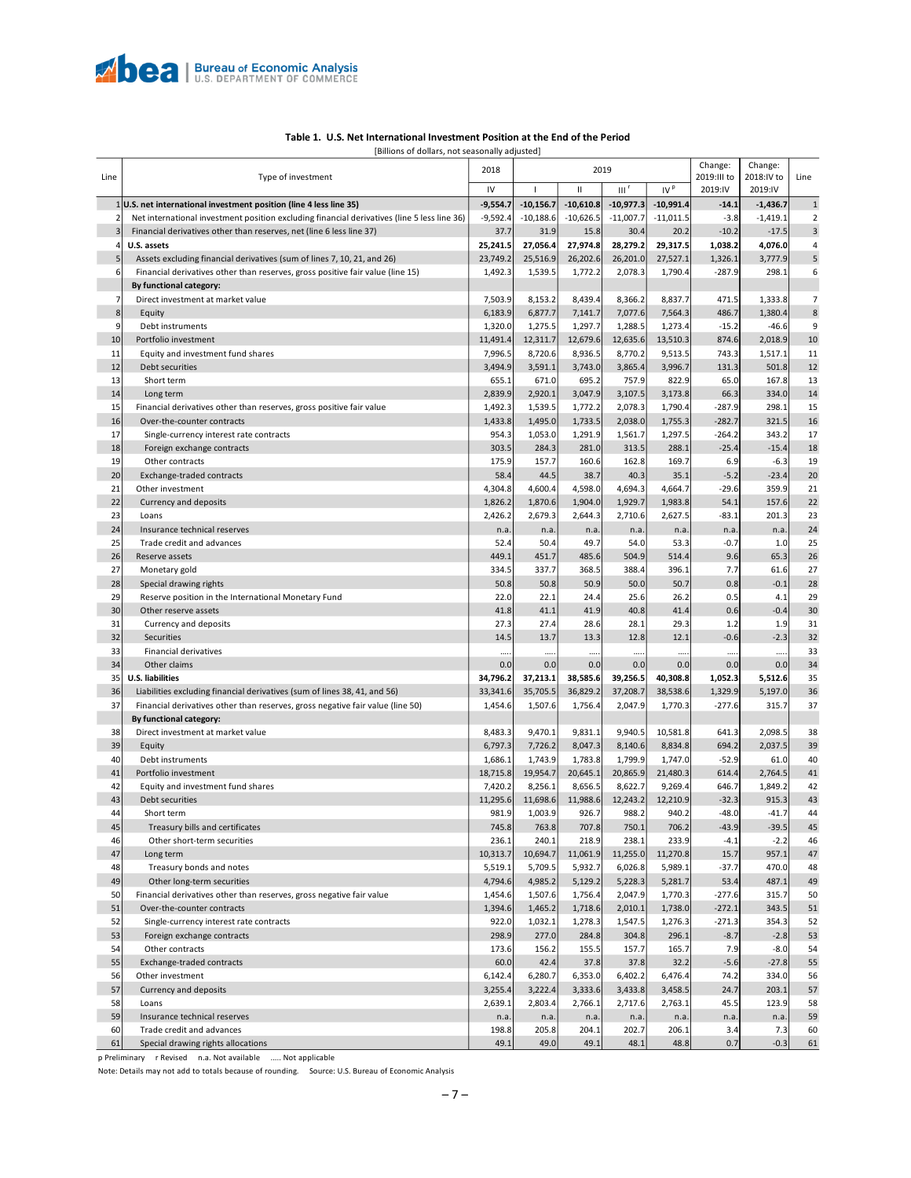## Table 1. U.S. Net International Investment Position at the End of the Period

[Billions of dollars, not seasonally adjusted]

| Line | Type of investment | 2018 IV | 2019 I | 2019 II | 2019 III r | 2019 IV p | Change: 2019:III to 2019:IV | Change: 2018:IV to 2019:IV | Line |
|---|---|---|---|---|---|---|---|---|---|
| 1 | **U.S. net international investment position (line 4 less line 35)** | **-9,554.7** | **-10,156.7** | **-10,610.8** | **-10,977.3** | **-10,991.4** | **-14.1** | **-1,436.7** | 1 |
| 2 | Net international investment position excluding financial derivatives (line 5 less line 36) | -9,592.4 | -10,188.6 | -10,626.5 | -11,007.7 | -11,011.5 | -3.8 | -1,419.1 | 2 |
| 3 | Financial derivatives other than reserves, net (line 6 less line 37) | 37.7 | 31.9 | 15.8 | 30.4 | 20.2 | -10.2 | -17.5 | 3 |
| 4 | **U.S. assets** | **25,241.5** | **27,056.4** | **27,974.8** | **28,279.2** | **29,317.5** | **1,038.2** | **4,076.0** | 4 |
| 5 | Assets excluding financial derivatives (sum of lines 7, 10, 21, and 26) | 23,749.2 | 25,516.9 | 26,202.6 | 26,201.0 | 27,527.1 | 1,326.1 | 3,777.9 | 5 |
| 6 | Financial derivatives other than reserves, gross positive fair value (line 15) | 1,492.3 | 1,539.5 | 1,772.2 | 2,078.3 | 1,790.4 | -287.9 | 298.1 | 6 |
| | **By functional category:** | | | | | | | | |
| 7 | Direct investment at market value | 7,503.9 | 8,153.2 | 8,439.4 | 8,366.2 | 8,837.7 | 471.5 | 1,333.8 | 7 |
| 8 | Equity | 6,183.9 | 6,877.7 | 7,141.7 | 7,077.6 | 7,564.3 | 486.7 | 1,380.4 | 8 |
| 9 | Debt instruments | 1,320.0 | 1,275.5 | 1,297.7 | 1,288.5 | 1,273.4 | -15.2 | -46.6 | 9 |
| 10 | Portfolio investment | 11,491.4 | 12,311.7 | 12,679.6 | 12,635.6 | 13,510.3 | 874.6 | 2,018.9 | 10 |
| 11 | Equity and investment fund shares | 7,996.5 | 8,720.6 | 8,936.5 | 8,770.2 | 9,513.5 | 743.3 | 1,517.1 | 11 |
| 12 | Debt securities | 3,494.9 | 3,591.1 | 3,743.0 | 3,865.4 | 3,996.7 | 131.3 | 501.8 | 12 |
| 13 | Short term | 655.1 | 671.0 | 695.2 | 757.9 | 822.9 | 65.0 | 167.8 | 13 |
| 14 | Long term | 2,839.9 | 2,920.1 | 3,047.9 | 3,107.5 | 3,173.8 | 66.3 | 334.0 | 14 |
| 15 | Financial derivatives other than reserves, gross positive fair value | 1,492.3 | 1,539.5 | 1,772.2 | 2,078.3 | 1,790.4 | -287.9 | 298.1 | 15 |
| 16 | Over-the-counter contracts | 1,433.8 | 1,495.0 | 1,733.5 | 2,038.0 | 1,755.3 | -282.7 | 321.5 | 16 |
| 17 | Single-currency interest rate contracts | 954.3 | 1,053.0 | 1,291.9 | 1,561.7 | 1,297.5 | -264.2 | 343.2 | 17 |
| 18 | Foreign exchange contracts | 303.5 | 284.3 | 281.0 | 313.5 | 288.1 | -25.4 | -15.4 | 18 |
| 19 | Other contracts | 175.9 | 157.7 | 160.6 | 162.8 | 169.7 | 6.9 | -6.3 | 19 |
| 20 | Exchange-traded contracts | 58.4 | 44.5 | 38.7 | 40.3 | 35.1 | -5.2 | -23.4 | 20 |
| 21 | Other investment | 4,304.8 | 4,600.4 | 4,598.0 | 4,694.3 | 4,664.7 | -29.6 | 359.9 | 21 |
| 22 | Currency and deposits | 1,826.2 | 1,870.6 | 1,904.0 | 1,929.7 | 1,983.8 | 54.1 | 157.6 | 22 |
| 23 | Loans | 2,426.2 | 2,679.3 | 2,644.3 | 2,710.6 | 2,627.5 | -83.1 | 201.3 | 23 |
| 24 | Insurance technical reserves | n.a. | n.a. | n.a. | n.a. | n.a. | n.a. | n.a. | 24 |
| 25 | Trade credit and advances | 52.4 | 50.4 | 49.7 | 54.0 | 53.3 | -0.7 | 1.0 | 25 |
| 26 | Reserve assets | 449.1 | 451.7 | 485.6 | 504.9 | 514.4 | 9.6 | 65.3 | 26 |
| 27 | Monetary gold | 334.5 | 337.7 | 368.5 | 388.4 | 396.1 | 7.7 | 61.6 | 27 |
| 28 | Special drawing rights | 50.8 | 50.8 | 50.9 | 50.0 | 50.7 | 0.8 | -0.1 | 28 |
| 29 | Reserve position in the International Monetary Fund | 22.0 | 22.1 | 24.4 | 25.6 | 26.2 | 0.5 | 4.1 | 29 |
| 30 | Other reserve assets | 41.8 | 41.1 | 41.9 | 40.8 | 41.4 | 0.6 | -0.4 | 30 |
| 31 | Currency and deposits | 27.3 | 27.4 | 28.6 | 28.1 | 29.3 | 1.2 | 1.9 | 31 |
| 32 | Securities | 14.5 | 13.7 | 13.3 | 12.8 | 12.1 | -0.6 | -2.3 | 32 |
| 33 | Financial derivatives | .... | .... | .... | .... | .... | .... | .... | 33 |
| 34 | Other claims | 0.0 | 0.0 | 0.0 | 0.0 | 0.0 | 0.0 | 0.0 | 34 |
| 35 | **U.S. liabilities** | **34,796.2** | **37,213.1** | **38,585.6** | **39,256.5** | **40,308.8** | **1,052.3** | **5,512.6** | 35 |
| 36 | Liabilities excluding financial derivatives (sum of lines 38, 41, and 56) | 33,341.6 | 35,705.5 | 36,829.2 | 37,208.7 | 38,538.6 | 1,329.9 | 5,197.0 | 36 |
| 37 | Financial derivatives other than reserves, gross negative fair value (line 50) | 1,454.6 | 1,507.6 | 1,756.4 | 2,047.9 | 1,770.3 | -277.6 | 315.7 | 37 |
| | **By functional category:** | | | | | | | | |
| 38 | Direct investment at market value | 8,483.3 | 9,470.1 | 9,831.1 | 9,940.5 | 10,581.8 | 641.3 | 2,098.5 | 38 |
| 39 | Equity | 6,797.3 | 7,726.2 | 8,047.3 | 8,140.6 | 8,834.8 | 694.2 | 2,037.5 | 39 |
| 40 | Debt instruments | 1,686.1 | 1,743.9 | 1,783.8 | 1,799.9 | 1,747.0 | -52.9 | 61.0 | 40 |
| 41 | Portfolio investment | 18,715.8 | 19,954.7 | 20,645.1 | 20,865.9 | 21,480.3 | 614.4 | 2,764.5 | 41 |
| 42 | Equity and investment fund shares | 7,420.2 | 8,256.1 | 8,656.5 | 8,622.7 | 9,269.4 | 646.7 | 1,849.2 | 42 |
| 43 | Debt securities | 11,295.6 | 11,698.6 | 11,988.6 | 12,243.2 | 12,210.9 | -32.3 | 915.3 | 43 |
| 44 | Short term | 981.9 | 1,003.9 | 926.7 | 988.2 | 940.2 | -48.0 | -41.7 | 44 |
| 45 | Treasury bills and certificates | 745.8 | 763.8 | 707.8 | 750.1 | 706.2 | -43.9 | -39.5 | 45 |
| 46 | Other short-term securities | 236.1 | 240.1 | 218.9 | 238.1 | 233.9 | -4.1 | -2.2 | 46 |
| 47 | Long term | 10,313.7 | 10,694.7 | 11,061.9 | 11,255.0 | 11,270.8 | 15.7 | 957.1 | 47 |
| 48 | Treasury bonds and notes | 5,519.1 | 5,709.5 | 5,932.7 | 6,026.8 | 5,989.1 | -37.7 | 470.0 | 48 |
| 49 | Other long-term securities | 4,794.6 | 4,985.2 | 5,129.2 | 5,228.3 | 5,281.7 | 53.4 | 487.1 | 49 |
| 50 | Financial derivatives other than reserves, gross negative fair value | 1,454.6 | 1,507.6 | 1,756.4 | 2,047.9 | 1,770.3 | -277.6 | 315.7 | 50 |
| 51 | Over-the-counter contracts | 1,394.6 | 1,465.2 | 1,718.6 | 2,010.1 | 1,738.0 | -272.1 | 343.5 | 51 |
| 52 | Single-currency interest rate contracts | 922.0 | 1,032.1 | 1,278.3 | 1,547.5 | 1,276.3 | -271.3 | 354.3 | 52 |
| 53 | Foreign exchange contracts | 298.9 | 277.0 | 284.8 | 304.8 | 296.1 | -8.7 | -2.8 | 53 |
| 54 | Other contracts | 173.6 | 156.2 | 155.5 | 157.7 | 165.7 | 7.9 | -8.0 | 54 |
| 55 | Exchange-traded contracts | 60.0 | 42.4 | 37.8 | 37.8 | 32.2 | -5.6 | -27.8 | 55 |
| 56 | Other investment | 6,142.4 | 6,280.7 | 6,353.0 | 6,402.2 | 6,476.4 | 74.2 | 334.0 | 56 |
| 57 | Currency and deposits | 3,255.4 | 3,222.4 | 3,333.6 | 3,433.8 | 3,458.5 | 24.7 | 203.1 | 57 |
| 58 | Loans | 2,639.1 | 2,803.4 | 2,766.1 | 2,717.6 | 2,763.1 | 45.5 | 123.9 | 58 |
| 59 | Insurance technical reserves | n.a. | n.a. | n.a. | n.a. | n.a. | n.a. | n.a. | 59 |
| 60 | Trade credit and advances | 198.8 | 205.8 | 204.1 | 202.7 | 206.1 | 3.4 | 7.3 | 60 |
| 61 | Special drawing rights allocations | 49.1 | 49.0 | 49.1 | 48.1 | 48.8 | 0.7 | -0.3 | 61 |

p Preliminary    r Revised    n.a. Not available    ..... Not applicable

Note: Details may not add to totals because of rounding.    Source: U.S. Bureau of Economic Analysis